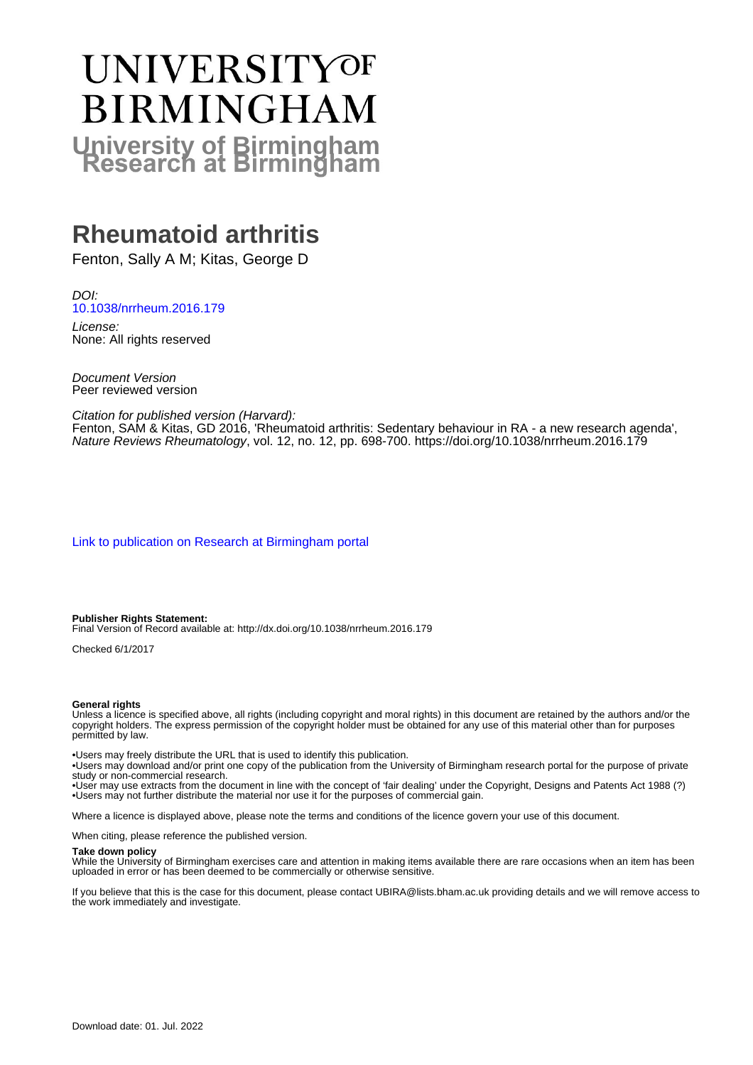# UNIVERSITY OF BIRMINGHAM

## University of Birmingham Research at Birmingham

# Rheumatoid arthritis

Fenton, Sally A M; Kitas, George D

*DOI:*
10.1038/nrrheum.2016.179

*License:*
None: All rights reserved

*Document Version*
Peer reviewed version

*Citation for published version (Harvard):*
Fenton, SAM & Kitas, GD 2016, 'Rheumatoid arthritis: Sedentary behaviour in RA - a new research agenda', *Nature Reviews Rheumatology*, vol. 12, no. 12, pp. 698-700. https://doi.org/10.1038/nrrheum.2016.179

Link to publication on Research at Birmingham portal

**Publisher Rights Statement:**
Final Version of Record available at: http://dx.doi.org/10.1038/nrrheum.2016.179

Checked 6/1/2017

**General rights**
Unless a licence is specified above, all rights (including copyright and moral rights) in this document are retained by the authors and/or the copyright holders. The express permission of the copyright holder must be obtained for any use of this material other than for purposes permitted by law.

•Users may freely distribute the URL that is used to identify this publication.
•Users may download and/or print one copy of the publication from the University of Birmingham research portal for the purpose of private study or non-commercial research.
•User may use extracts from the document in line with the concept of 'fair dealing' under the Copyright, Designs and Patents Act 1988 (?)
•Users may not further distribute the material nor use it for the purposes of commercial gain.

Where a licence is displayed above, please note the terms and conditions of the licence govern your use of this document.

When citing, please reference the published version.

**Take down policy**
While the University of Birmingham exercises care and attention in making items available there are rare occasions when an item has been uploaded in error or has been deemed to be commercially or otherwise sensitive.

If you believe that this is the case for this document, please contact UBIRA@lists.bham.ac.uk providing details and we will remove access to the work immediately and investigate.

Download date: 01. Jul. 2022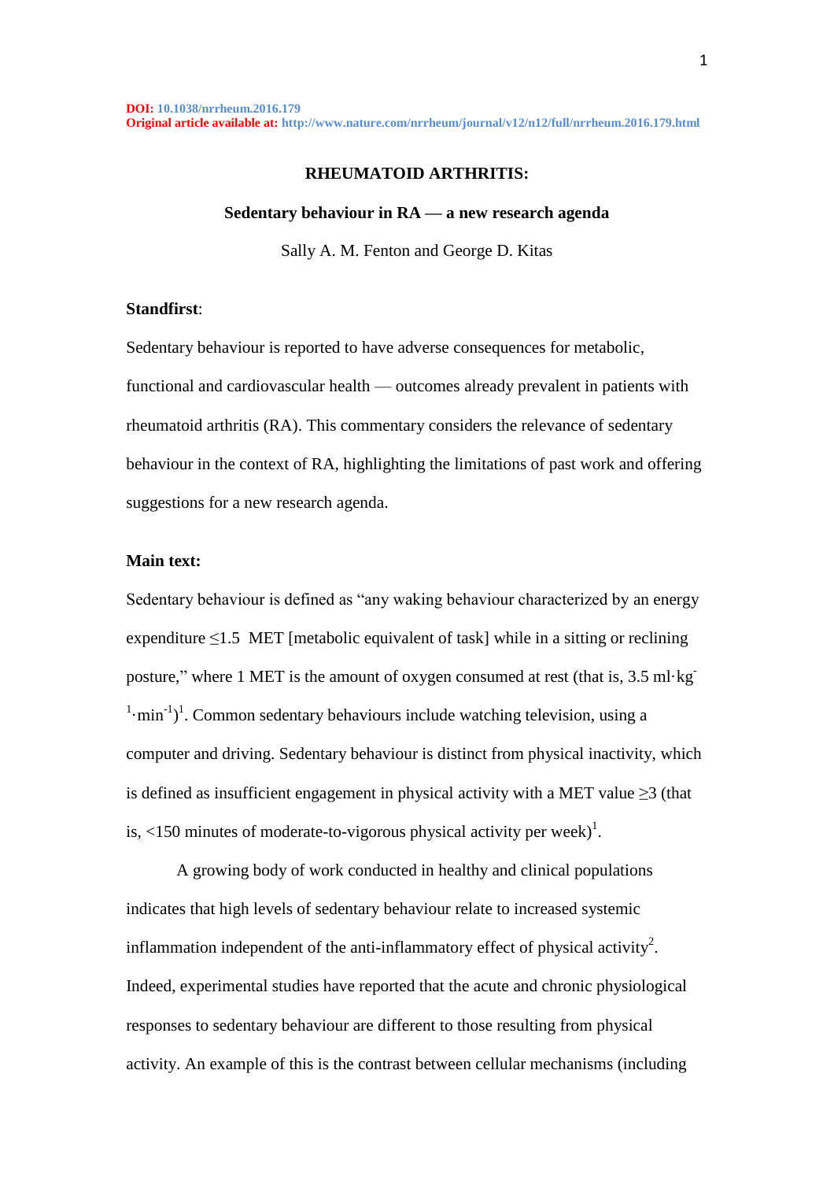**DOI:** 10.1038/nrrheum.2016.179
**Original article available at:** http://www.nature.com/nrrheum/journal/v12/n12/full/nrrheum.2016.179.html

# RHEUMATOID ARTHRITIS:

## Sedentary behaviour in RA — a new research agenda

Sally A. M. Fenton and George D. Kitas

### Standfirst:

Sedentary behaviour is reported to have adverse consequences for metabolic, functional and cardiovascular health — outcomes already prevalent in patients with rheumatoid arthritis (RA). This commentary considers the relevance of sedentary behaviour in the context of RA, highlighting the limitations of past work and offering suggestions for a new research agenda.

### Main text:

Sedentary behaviour is defined as "any waking behaviour characterized by an energy expenditure ≤1.5 MET [metabolic equivalent of task] while in a sitting or reclining posture," where 1 MET is the amount of oxygen consumed at rest (that is, $3.5\ ml \cdot kg^{-1} \cdot min^{-1}$)[1]. Common sedentary behaviours include watching television, using a computer and driving. Sedentary behaviour is distinct from physical inactivity, which is defined as insufficient engagement in physical activity with a MET value ≥3 (that is, <150 minutes of moderate-to-vigorous physical activity per week)[1].

A growing body of work conducted in healthy and clinical populations indicates that high levels of sedentary behaviour relate to increased systemic inflammation independent of the anti-inflammatory effect of physical activity[2]. Indeed, experimental studies have reported that the acute and chronic physiological responses to sedentary behaviour are different to those resulting from physical activity. An example of this is the contrast between cellular mechanisms (including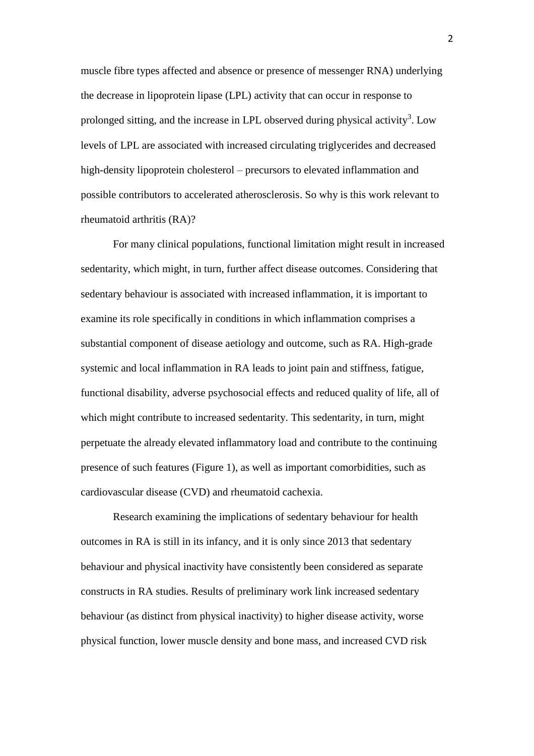muscle fibre types affected and absence or presence of messenger RNA) underlying the decrease in lipoprotein lipase (LPL) activity that can occur in response to prolonged sitting, and the increase in LPL observed during physical activity[3]. Low levels of LPL are associated with increased circulating triglycerides and decreased high-density lipoprotein cholesterol – precursors to elevated inflammation and possible contributors to accelerated atherosclerosis. So why is this work relevant to rheumatoid arthritis (RA)?

For many clinical populations, functional limitation might result in increased sedentarity, which might, in turn, further affect disease outcomes. Considering that sedentary behaviour is associated with increased inflammation, it is important to examine its role specifically in conditions in which inflammation comprises a substantial component of disease aetiology and outcome, such as RA. High-grade systemic and local inflammation in RA leads to joint pain and stiffness, fatigue, functional disability, adverse psychosocial effects and reduced quality of life, all of which might contribute to increased sedentarity. This sedentarity, in turn, might perpetuate the already elevated inflammatory load and contribute to the continuing presence of such features (Figure 1), as well as important comorbidities, such as cardiovascular disease (CVD) and rheumatoid cachexia.

Research examining the implications of sedentary behaviour for health outcomes in RA is still in its infancy, and it is only since 2013 that sedentary behaviour and physical inactivity have consistently been considered as separate constructs in RA studies. Results of preliminary work link increased sedentary behaviour (as distinct from physical inactivity) to higher disease activity, worse physical function, lower muscle density and bone mass, and increased CVD risk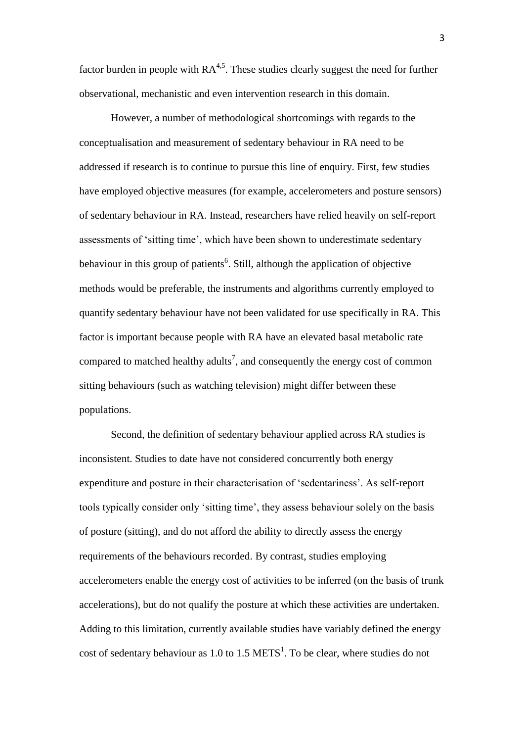factor burden in people with RA[4,5]. These studies clearly suggest the need for further observational, mechanistic and even intervention research in this domain.

However, a number of methodological shortcomings with regards to the conceptualisation and measurement of sedentary behaviour in RA need to be addressed if research is to continue to pursue this line of enquiry. First, few studies have employed objective measures (for example, accelerometers and posture sensors) of sedentary behaviour in RA. Instead, researchers have relied heavily on self-report assessments of 'sitting time', which have been shown to underestimate sedentary behaviour in this group of patients[6]. Still, although the application of objective methods would be preferable, the instruments and algorithms currently employed to quantify sedentary behaviour have not been validated for use specifically in RA. This factor is important because people with RA have an elevated basal metabolic rate compared to matched healthy adults[7], and consequently the energy cost of common sitting behaviours (such as watching television) might differ between these populations.

Second, the definition of sedentary behaviour applied across RA studies is inconsistent. Studies to date have not considered concurrently both energy expenditure and posture in their characterisation of 'sedentariness'. As self-report tools typically consider only 'sitting time', they assess behaviour solely on the basis of posture (sitting), and do not afford the ability to directly assess the energy requirements of the behaviours recorded. By contrast, studies employing accelerometers enable the energy cost of activities to be inferred (on the basis of trunk accelerations), but do not qualify the posture at which these activities are undertaken. Adding to this limitation, currently available studies have variably defined the energy cost of sedentary behaviour as 1.0 to 1.5 METS[1]. To be clear, where studies do not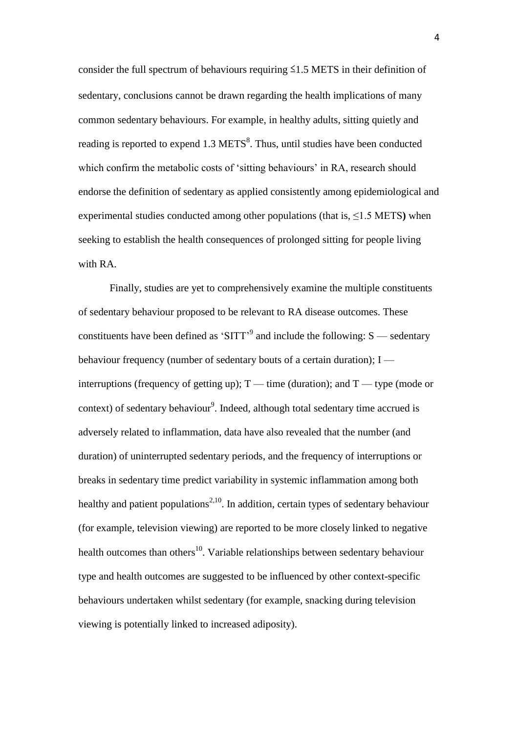consider the full spectrum of behaviours requiring ≤1.5 METS in their definition of sedentary, conclusions cannot be drawn regarding the health implications of many common sedentary behaviours. For example, in healthy adults, sitting quietly and reading is reported to expend 1.3 METS[8]. Thus, until studies have been conducted which confirm the metabolic costs of 'sitting behaviours' in RA, research should endorse the definition of sedentary as applied consistently among epidemiological and experimental studies conducted among other populations (that is, ≤1.5 METS**)** when seeking to establish the health consequences of prolonged sitting for people living with RA.

Finally, studies are yet to comprehensively examine the multiple constituents of sedentary behaviour proposed to be relevant to RA disease outcomes. These constituents have been defined as 'SITT'[9] and include the following: S — sedentary behaviour frequency (number of sedentary bouts of a certain duration); I — interruptions (frequency of getting up); T — time (duration); and T — type (mode or context) of sedentary behaviour[9]. Indeed, although total sedentary time accrued is adversely related to inflammation, data have also revealed that the number (and duration) of uninterrupted sedentary periods, and the frequency of interruptions or breaks in sedentary time predict variability in systemic inflammation among both healthy and patient populations[2,10]. In addition, certain types of sedentary behaviour (for example, television viewing) are reported to be more closely linked to negative health outcomes than others[10]. Variable relationships between sedentary behaviour type and health outcomes are suggested to be influenced by other context-specific behaviours undertaken whilst sedentary (for example, snacking during television viewing is potentially linked to increased adiposity).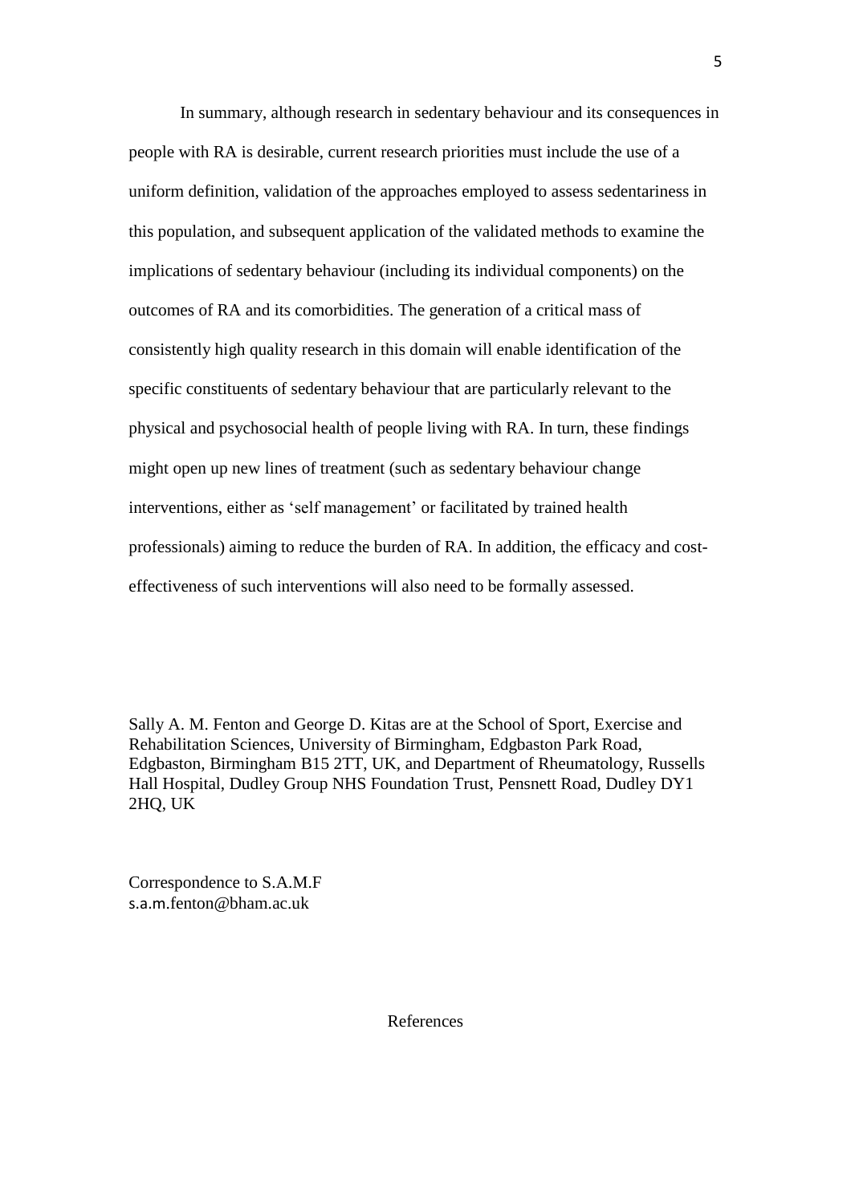In summary, although research in sedentary behaviour and its consequences in people with RA is desirable, current research priorities must include the use of a uniform definition, validation of the approaches employed to assess sedentariness in this population, and subsequent application of the validated methods to examine the implications of sedentary behaviour (including its individual components) on the outcomes of RA and its comorbidities. The generation of a critical mass of consistently high quality research in this domain will enable identification of the specific constituents of sedentary behaviour that are particularly relevant to the physical and psychosocial health of people living with RA. In turn, these findings might open up new lines of treatment (such as sedentary behaviour change interventions, either as 'self management' or facilitated by trained health professionals) aiming to reduce the burden of RA. In addition, the efficacy and cost-effectiveness of such interventions will also need to be formally assessed.

Sally A. M. Fenton and George D. Kitas are at the School of Sport, Exercise and Rehabilitation Sciences, University of Birmingham, Edgbaston Park Road, Edgbaston, Birmingham B15 2TT, UK, and Department of Rheumatology, Russells Hall Hospital, Dudley Group NHS Foundation Trust, Pensnett Road, Dudley DY1 2HQ, UK

Correspondence to S.A.M.F
s.a.m.fenton@bham.ac.uk

## References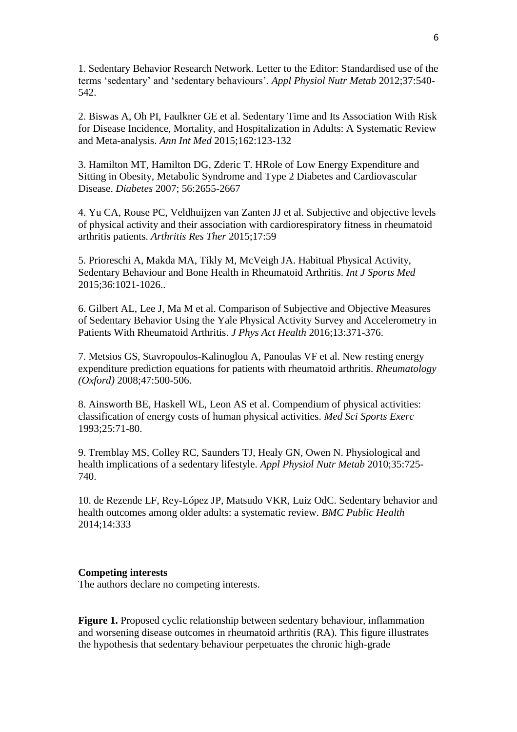1. Sedentary Behavior Research Network. Letter to the Editor: Standardised use of the terms 'sedentary' and 'sedentary behaviours'. *Appl Physiol Nutr Metab* 2012;37:540-542.

2. Biswas A, Oh PI, Faulkner GE et al. Sedentary Time and Its Association With Risk for Disease Incidence, Mortality, and Hospitalization in Adults: A Systematic Review and Meta-analysis. *Ann Int Med* 2015;162:123-132

3. Hamilton MT, Hamilton DG, Zderic T. HRole of Low Energy Expenditure and Sitting in Obesity, Metabolic Syndrome and Type 2 Diabetes and Cardiovascular Disease. *Diabetes* 2007; 56:2655-2667

4. Yu CA, Rouse PC, Veldhuijzen van Zanten JJ et al. Subjective and objective levels of physical activity and their association with cardiorespiratory fitness in rheumatoid arthritis patients. *Arthritis Res Ther* 2015;17:59

5. Prioreschi A, Makda MA, Tikly M, McVeigh JA. Habitual Physical Activity, Sedentary Behaviour and Bone Health in Rheumatoid Arthritis. *Int J Sports Med* 2015;36:1021-1026..

6. Gilbert AL, Lee J, Ma M et al. Comparison of Subjective and Objective Measures of Sedentary Behavior Using the Yale Physical Activity Survey and Accelerometry in Patients With Rheumatoid Arthritis. *J Phys Act Health* 2016;13:371-376.

7. Metsios GS, Stavropoulos-Kalinoglou A, Panoulas VF et al. New resting energy expenditure prediction equations for patients with rheumatoid arthritis. *Rheumatology (Oxford)* 2008;47:500-506.

8. Ainsworth BE, Haskell WL, Leon AS et al. Compendium of physical activities: classification of energy costs of human physical activities. *Med Sci Sports Exerc* 1993;25:71-80.

9. Tremblay MS, Colley RC, Saunders TJ, Healy GN, Owen N. Physiological and health implications of a sedentary lifestyle. *Appl Physiol Nutr Metab* 2010;35:725-740.

10. de Rezende LF, Rey-López JP, Matsudo VKR, Luiz OdC. Sedentary behavior and health outcomes among older adults: a systematic review. *BMC Public Health* 2014;14:333

**Competing interests**

The authors declare no competing interests.

**Figure 1.** Proposed cyclic relationship between sedentary behaviour, inflammation and worsening disease outcomes in rheumatoid arthritis (RA). This figure illustrates the hypothesis that sedentary behaviour perpetuates the chronic high-grade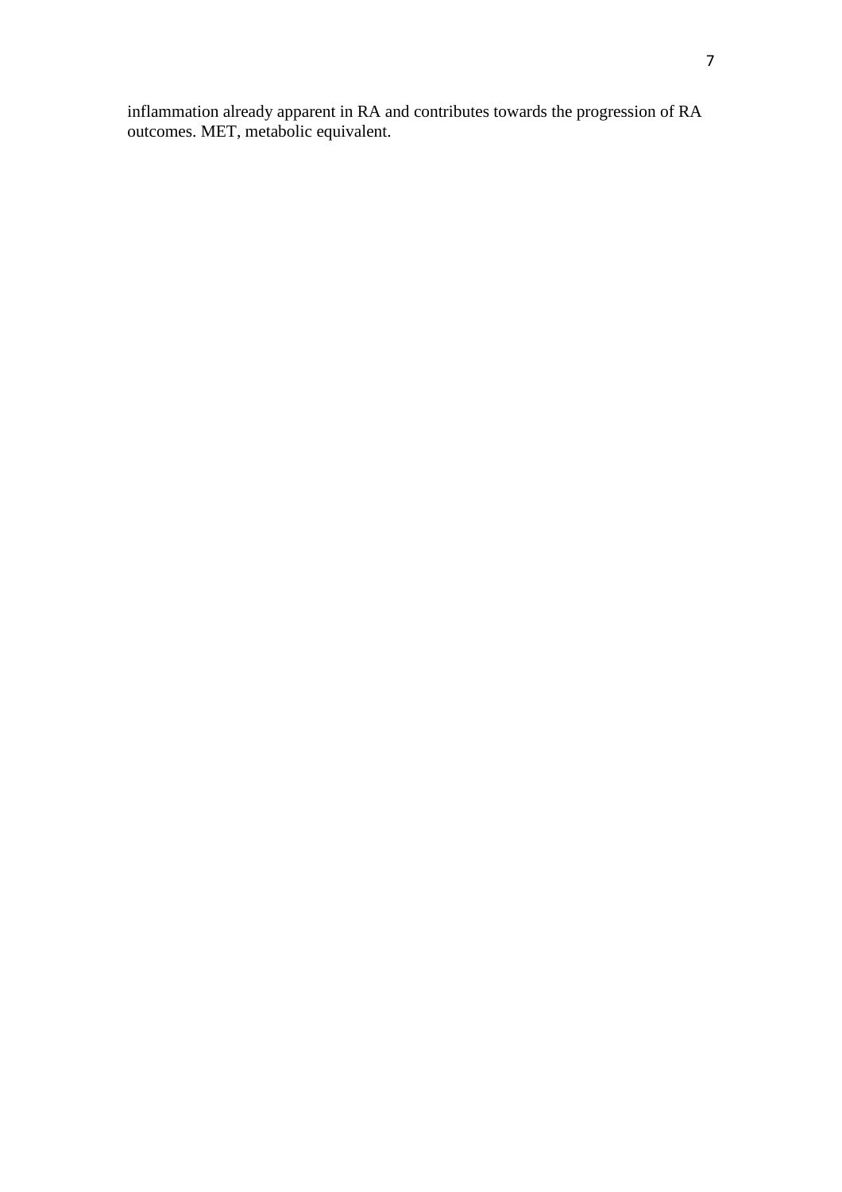inflammation already apparent in RA and contributes towards the progression of RA outcomes. MET, metabolic equivalent.